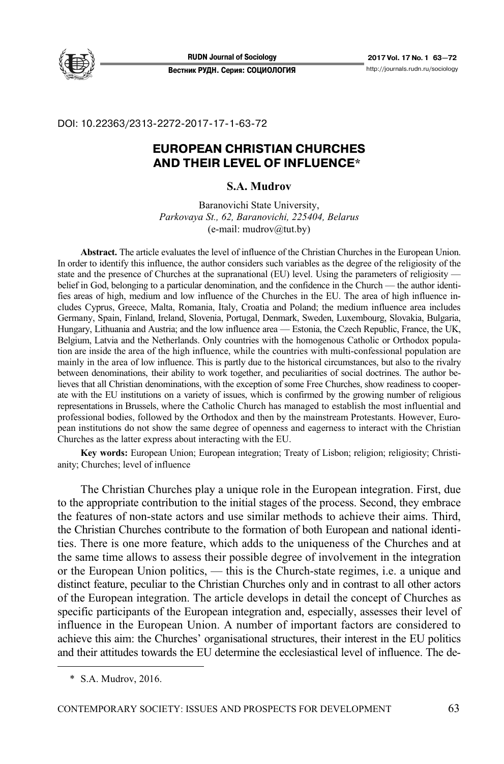DOI: 10.22363/2313-2272-2017-17-1-63-72

# EUROPEAN CHRISTIAN CHURCHES AND THEIR LEVEL OF INFLUENCE*

**S.A. Mudrov**

Baranovichi State University,
*Parkovaya St., 62, Baranovichi, 225404, Belarus*
(e-mail: mudrov@tut.by)

**Abstract.** The article evaluates the level of influence of the Christian Churches in the European Union. In order to identify this influence, the author considers such variables as the degree of the religiosity of the state and the presence of Churches at the supranational (EU) level. Using the parameters of religiosity — belief in God, belonging to a particular denomination, and the confidence in the Church — the author identifies areas of high, medium and low influence of the Churches in the EU. The area of high influence includes Cyprus, Greece, Malta, Romania, Italy, Croatia and Poland; the medium influence area includes Germany, Spain, Finland, Ireland, Slovenia, Portugal, Denmark, Sweden, Luxembourg, Slovakia, Bulgaria, Hungary, Lithuania and Austria; and the low influence area — Estonia, the Czech Republic, France, the UK, Belgium, Latvia and the Netherlands. Only countries with the homogenous Catholic or Orthodox population are inside the area of the high influence, while the countries with multi-confessional population are mainly in the area of low influence. This is partly due to the historical circumstances, but also to the rivalry between denominations, their ability to work together, and peculiarities of social doctrines. The author believes that all Christian denominations, with the exception of some Free Churches, show readiness to cooperate with the EU institutions on a variety of issues, which is confirmed by the growing number of religious representations in Brussels, where the Catholic Church has managed to establish the most influential and professional bodies, followed by the Orthodox and then by the mainstream Protestants. However, European institutions do not show the same degree of openness and eagerness to interact with the Christian Churches as the latter express about interacting with the EU.

**Key words:** European Union; European integration; Treaty of Lisbon; religion; religiosity; Christianity; Churches; level of influence

The Christian Churches play a unique role in the European integration. First, due to the appropriate contribution to the initial stages of the process. Second, they embrace the features of non-state actors and use similar methods to achieve their aims. Third, the Christian Churches contribute to the formation of both European and national identities. There is one more feature, which adds to the uniqueness of the Churches and at the same time allows to assess their possible degree of involvement in the integration or the European Union politics, — this is the Church-state regimes, i.e. a unique and distinct feature, peculiar to the Christian Churches only and in contrast to all other actors of the European integration. The article develops in detail the concept of Churches as specific participants of the European integration and, especially, assesses their level of influence in the European Union. A number of important factors are considered to achieve this aim: the Churches' organisational structures, their interest in the EU politics and their attitudes towards the EU determine the ecclesiastical level of influence. The de-

* S.A. Mudrov, 2016.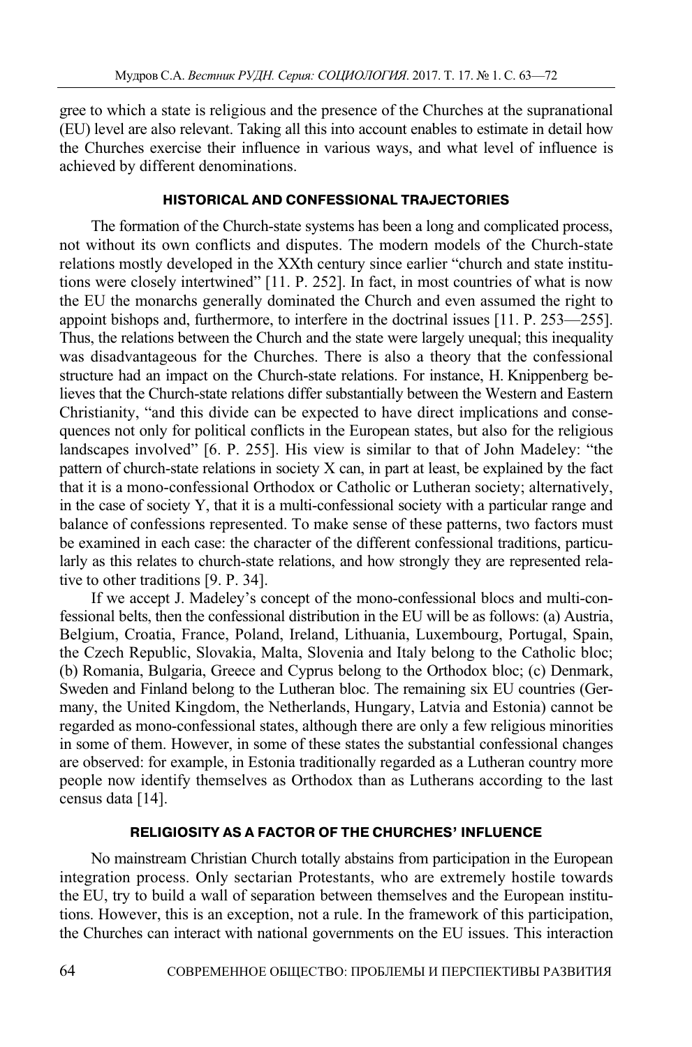gree to which a state is religious and the presence of the Churches at the supranational (EU) level are also relevant. Taking all this into account enables to estimate in detail how the Churches exercise their influence in various ways, and what level of influence is achieved by different denominations.

## HISTORICAL AND CONFESSIONAL TRAJECTORIES

The formation of the Church-state systems has been a long and complicated process, not without its own conflicts and disputes. The modern models of the Church-state relations mostly developed in the XXth century since earlier "church and state institutions were closely intertwined" [11. P. 252]. In fact, in most countries of what is now the EU the monarchs generally dominated the Church and even assumed the right to appoint bishops and, furthermore, to interfere in the doctrinal issues [11. P. 253—255]. Thus, the relations between the Church and the state were largely unequal; this inequality was disadvantageous for the Churches. There is also a theory that the confessional structure had an impact on the Church-state relations. For instance, H. Knippenberg believes that the Church-state relations differ substantially between the Western and Eastern Christianity, "and this divide can be expected to have direct implications and consequences not only for political conflicts in the European states, but also for the religious landscapes involved" [6. P. 255]. His view is similar to that of John Madeley: "the pattern of church-state relations in society X can, in part at least, be explained by the fact that it is a mono-confessional Orthodox or Catholic or Lutheran society; alternatively, in the case of society Y, that it is a multi-confessional society with a particular range and balance of confessions represented. To make sense of these patterns, two factors must be examined in each case: the character of the different confessional traditions, particularly as this relates to church-state relations, and how strongly they are represented relative to other traditions [9. P. 34].

If we accept J. Madeley's concept of the mono-confessional blocs and multi-confessional belts, then the confessional distribution in the EU will be as follows: (a) Austria, Belgium, Croatia, France, Poland, Ireland, Lithuania, Luxembourg, Portugal, Spain, the Czech Republic, Slovakia, Malta, Slovenia and Italy belong to the Catholic bloc; (b) Romania, Bulgaria, Greece and Cyprus belong to the Orthodox bloc; (c) Denmark, Sweden and Finland belong to the Lutheran bloc. The remaining six EU countries (Germany, the United Kingdom, the Netherlands, Hungary, Latvia and Estonia) cannot be regarded as mono-confessional states, although there are only a few religious minorities in some of them. However, in some of these states the substantial confessional changes are observed: for example, in Estonia traditionally regarded as a Lutheran country more people now identify themselves as Orthodox than as Lutherans according to the last census data [14].

## RELIGIOSITY AS A FACTOR OF THE CHURCHES' INFLUENCE

No mainstream Christian Church totally abstains from participation in the European integration process. Only sectarian Protestants, who are extremely hostile towards the EU, try to build a wall of separation between themselves and the European institutions. However, this is an exception, not a rule. In the framework of this participation, the Churches can interact with national governments on the EU issues. This interaction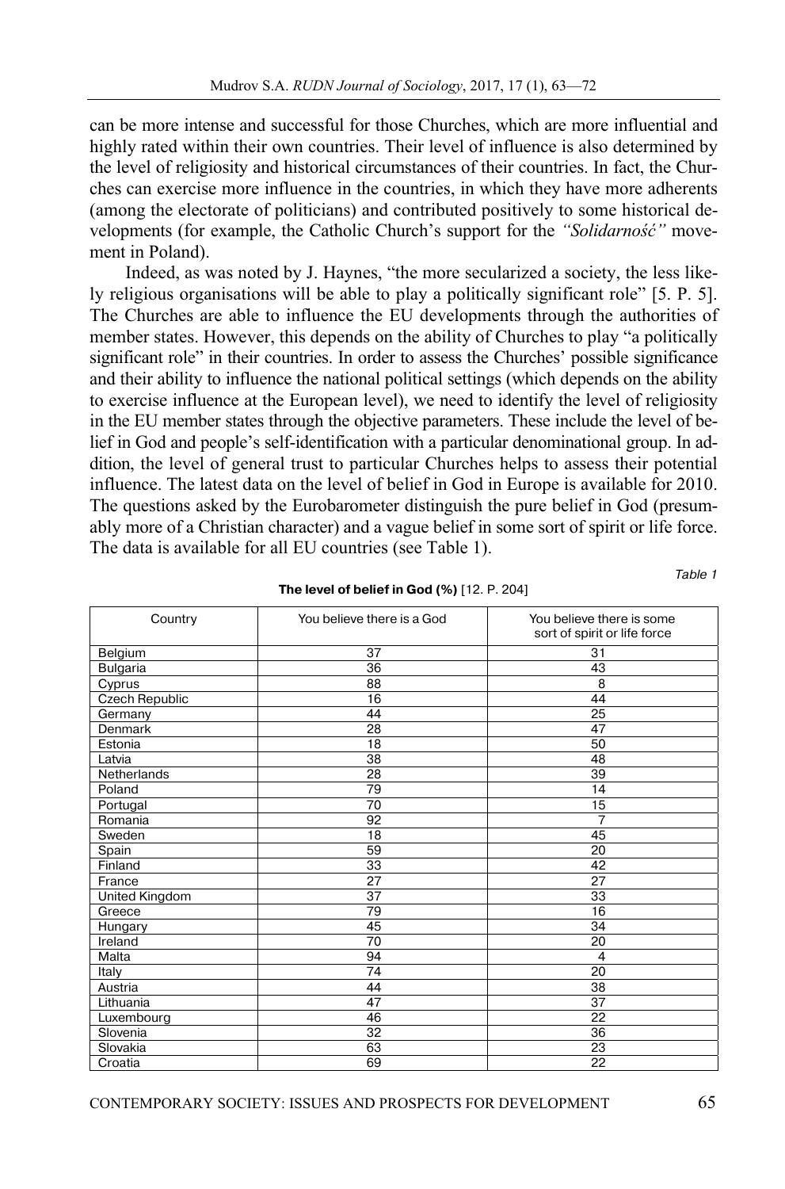can be more intense and successful for those Churches, which are more influential and highly rated within their own countries. Their level of influence is also determined by the level of religiosity and historical circumstances of their countries. In fact, the Churches can exercise more influence in the countries, in which they have more adherents (among the electorate of politicians) and contributed positively to some historical developments (for example, the Catholic Church's support for the *"Solidarność"* movement in Poland).

Indeed, as was noted by J. Haynes, "the more secularized a society, the less likely religious organisations will be able to play a politically significant role" [5. P. 5]. The Churches are able to influence the EU developments through the authorities of member states. However, this depends on the ability of Churches to play "a politically significant role" in their countries. In order to assess the Churches' possible significance and their ability to influence the national political settings (which depends on the ability to exercise influence at the European level), we need to identify the level of religiosity in the EU member states through the objective parameters. These include the level of belief in God and people's self-identification with a particular denominational group. In addition, the level of general trust to particular Churches helps to assess their potential influence. The latest data on the level of belief in God in Europe is available for 2010. The questions asked by the Eurobarometer distinguish the pure belief in God (presumably more of a Christian character) and a vague belief in some sort of spirit or life force. The data is available for all EU countries (see Table 1).

*Table 1*

**The level of belief in God (%)** [12. P. 204]

| Country | You believe there is a God | You believe there is some sort of spirit or life force |
|---|---|---|
| Belgium | 37 | 31 |
| Bulgaria | 36 | 43 |
| Cyprus | 88 | 8 |
| Czech Republic | 16 | 44 |
| Germany | 44 | 25 |
| Denmark | 28 | 47 |
| Estonia | 18 | 50 |
| Latvia | 38 | 48 |
| Netherlands | 28 | 39 |
| Poland | 79 | 14 |
| Portugal | 70 | 15 |
| Romania | 92 | 7 |
| Sweden | 18 | 45 |
| Spain | 59 | 20 |
| Finland | 33 | 42 |
| France | 27 | 27 |
| United Kingdom | 37 | 33 |
| Greece | 79 | 16 |
| Hungary | 45 | 34 |
| Ireland | 70 | 20 |
| Malta | 94 | 4 |
| Italy | 74 | 20 |
| Austria | 44 | 38 |
| Lithuania | 47 | 37 |
| Luxembourg | 46 | 22 |
| Slovenia | 32 | 36 |
| Slovakia | 63 | 23 |
| Croatia | 69 | 22 |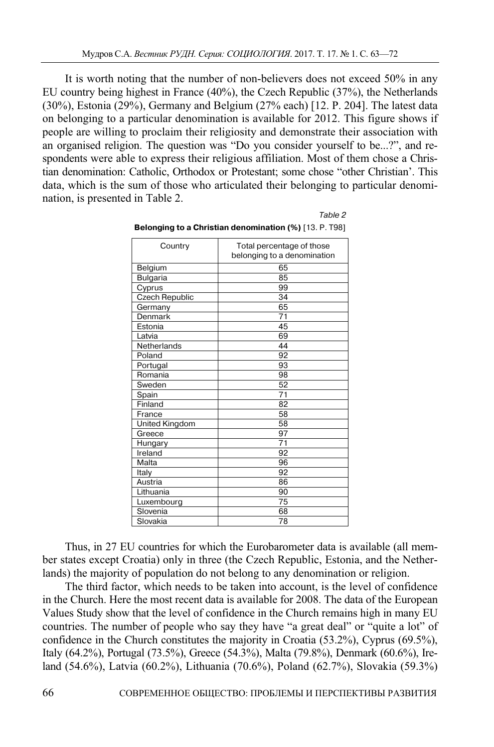It is worth noting that the number of non-believers does not exceed 50% in any EU country being highest in France (40%), the Czech Republic (37%), the Netherlands (30%), Estonia (29%), Germany and Belgium (27% each) [12. P. 204]. The latest data on belonging to a particular denomination is available for 2012. This figure shows if people are willing to proclaim their religiosity and demonstrate their association with an organised religion. The question was "Do you consider yourself to be...?", and respondents were able to express their religious affiliation. Most of them chose a Christian denomination: Catholic, Orthodox or Protestant; some chose "other Christian'. This data, which is the sum of those who articulated their belonging to particular denomination, is presented in Table 2.

*Table 2*

**Belonging to a Christian denomination (%)** [13. P. T98]

| Country | Total percentage of those belonging to a denomination |
|---|---|
| Belgium | 65 |
| Bulgaria | 85 |
| Cyprus | 99 |
| Czech Republic | 34 |
| Germany | 65 |
| Denmark | 71 |
| Estonia | 45 |
| Latvia | 69 |
| Netherlands | 44 |
| Poland | 92 |
| Portugal | 93 |
| Romania | 98 |
| Sweden | 52 |
| Spain | 71 |
| Finland | 82 |
| France | 58 |
| United Kingdom | 58 |
| Greece | 97 |
| Hungary | 71 |
| Ireland | 92 |
| Malta | 96 |
| Italy | 92 |
| Austria | 86 |
| Lithuania | 90 |
| Luxembourg | 75 |
| Slovenia | 68 |
| Slovakia | 78 |

Thus, in 27 EU countries for which the Eurobarometer data is available (all member states except Croatia) only in three (the Czech Republic, Estonia, and the Netherlands) the majority of population do not belong to any denomination or religion.

The third factor, which needs to be taken into account, is the level of confidence in the Church. Here the most recent data is available for 2008. The data of the European Values Study show that the level of confidence in the Church remains high in many EU countries. The number of people who say they have "a great deal" or "quite a lot" of confidence in the Church constitutes the majority in Croatia (53.2%), Cyprus (69.5%), Italy (64.2%), Portugal (73.5%), Greece (54.3%), Malta (79.8%), Denmark (60.6%), Ireland (54.6%), Latvia (60.2%), Lithuania (70.6%), Poland (62.7%), Slovakia (59.3%)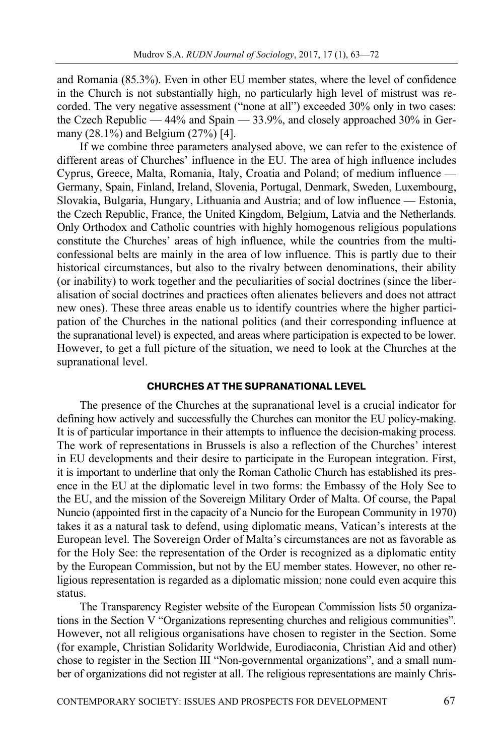and Romania (85.3%). Even in other EU member states, where the level of confidence in the Church is not substantially high, no particularly high level of mistrust was recorded. The very negative assessment ("none at all") exceeded 30% only in two cases: the Czech Republic — 44% and Spain — 33.9%, and closely approached 30% in Germany (28.1%) and Belgium (27%) [4].

If we combine three parameters analysed above, we can refer to the existence of different areas of Churches' influence in the EU. The area of high influence includes Cyprus, Greece, Malta, Romania, Italy, Croatia and Poland; of medium influence — Germany, Spain, Finland, Ireland, Slovenia, Portugal, Denmark, Sweden, Luxembourg, Slovakia, Bulgaria, Hungary, Lithuania and Austria; and of low influence — Estonia, the Czech Republic, France, the United Kingdom, Belgium, Latvia and the Netherlands. Only Orthodox and Catholic countries with highly homogenous religious populations constitute the Churches' areas of high influence, while the countries from the multi-confessional belts are mainly in the area of low influence. This is partly due to their historical circumstances, but also to the rivalry between denominations, their ability (or inability) to work together and the peculiarities of social doctrines (since the liberalisation of social doctrines and practices often alienates believers and does not attract new ones). These three areas enable us to identify countries where the higher participation of the Churches in the national politics (and their corresponding influence at the supranational level) is expected, and areas where participation is expected to be lower. However, to get a full picture of the situation, we need to look at the Churches at the supranational level.

## CHURCHES AT THE SUPRANATIONAL LEVEL

The presence of the Churches at the supranational level is a crucial indicator for defining how actively and successfully the Churches can monitor the EU policy-making. It is of particular importance in their attempts to influence the decision-making process. The work of representations in Brussels is also a reflection of the Churches' interest in EU developments and their desire to participate in the European integration. First, it is important to underline that only the Roman Catholic Church has established its presence in the EU at the diplomatic level in two forms: the Embassy of the Holy See to the EU, and the mission of the Sovereign Military Order of Malta. Of course, the Papal Nuncio (appointed first in the capacity of a Nuncio for the European Community in 1970) takes it as a natural task to defend, using diplomatic means, Vatican's interests at the European level. The Sovereign Order of Malta's circumstances are not as favorable as for the Holy See: the representation of the Order is recognized as a diplomatic entity by the European Commission, but not by the EU member states. However, no other religious representation is regarded as a diplomatic mission; none could even acquire this status.

The Transparency Register website of the European Commission lists 50 organizations in the Section V "Organizations representing churches and religious communities". However, not all religious organisations have chosen to register in the Section. Some (for example, Christian Solidarity Worldwide, Eurodiaconia, Christian Aid and other) chose to register in the Section III "Non-governmental organizations", and a small number of organizations did not register at all. The religious representations are mainly Chris-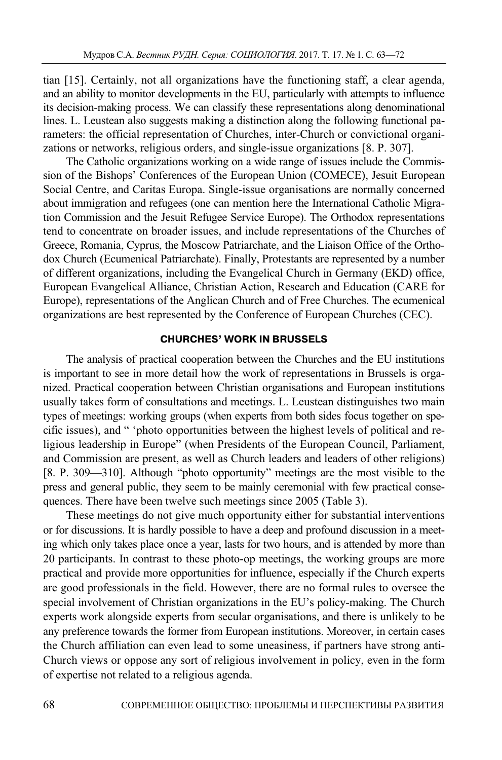tian [15]. Certainly, not all organizations have the functioning staff, a clear agenda, and an ability to monitor developments in the EU, particularly with attempts to influence its decision-making process. We can classify these representations along denominational lines. L. Leustean also suggests making a distinction along the following functional parameters: the official representation of Churches, inter-Church or convictional organizations or networks, religious orders, and single-issue organizations [8. P. 307].

The Catholic organizations working on a wide range of issues include the Commission of the Bishops' Conferences of the European Union (COMECE), Jesuit European Social Centre, and Caritas Europa. Single-issue organisations are normally concerned about immigration and refugees (one can mention here the International Catholic Migration Commission and the Jesuit Refugee Service Europe). The Orthodox representations tend to concentrate on broader issues, and include representations of the Churches of Greece, Romania, Cyprus, the Moscow Patriarchate, and the Liaison Office of the Orthodox Church (Ecumenical Patriarchate). Finally, Protestants are represented by a number of different organizations, including the Evangelical Church in Germany (EKD) office, European Evangelical Alliance, Christian Action, Research and Education (CARE for Europe), representations of the Anglican Church and of Free Churches. The ecumenical organizations are best represented by the Conference of European Churches (CEC).

## CHURCHES' WORK IN BRUSSELS

The analysis of practical cooperation between the Churches and the EU institutions is important to see in more detail how the work of representations in Brussels is organized. Practical cooperation between Christian organisations and European institutions usually takes form of consultations and meetings. L. Leustean distinguishes two main types of meetings: working groups (when experts from both sides focus together on specific issues), and " 'photo opportunities between the highest levels of political and religious leadership in Europe" (when Presidents of the European Council, Parliament, and Commission are present, as well as Church leaders and leaders of other religions) [8. P. 309—310]. Although "photo opportunity" meetings are the most visible to the press and general public, they seem to be mainly ceremonial with few practical consequences. There have been twelve such meetings since 2005 (Table 3).

These meetings do not give much opportunity either for substantial interventions or for discussions. It is hardly possible to have a deep and profound discussion in a meeting which only takes place once a year, lasts for two hours, and is attended by more than 20 participants. In contrast to these photo-op meetings, the working groups are more practical and provide more opportunities for influence, especially if the Church experts are good professionals in the field. However, there are no formal rules to oversee the special involvement of Christian organizations in the EU's policy-making. The Church experts work alongside experts from secular organisations, and there is unlikely to be any preference towards the former from European institutions. Moreover, in certain cases the Church affiliation can even lead to some uneasiness, if partners have strong anti-Church views or oppose any sort of religious involvement in policy, even in the form of expertise not related to a religious agenda.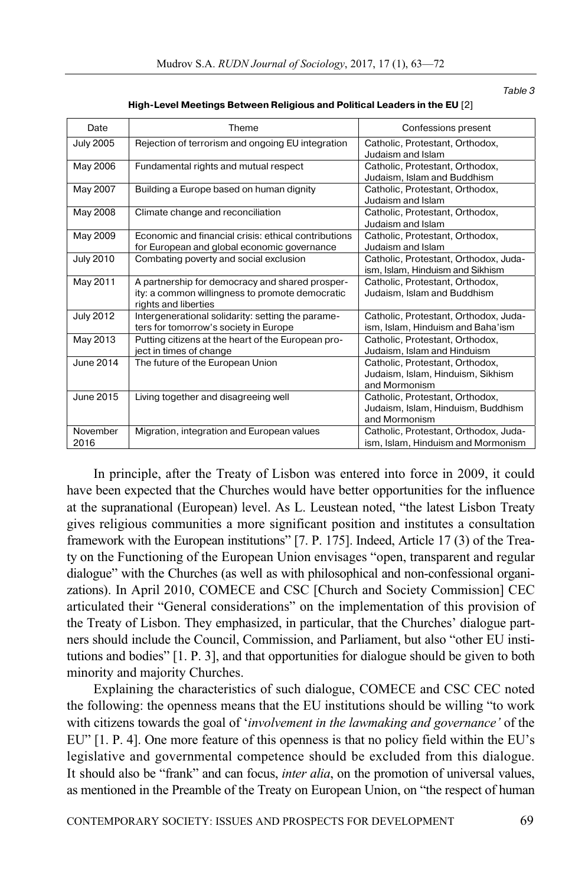*Table 3*

**High-Level Meetings Between Religious and Political Leaders in the EU** [2]

| Date | Theme | Confessions present |
|---|---|---|
| July 2005 | Rejection of terrorism and ongoing EU integration | Catholic, Protestant, Orthodox, Judaism and Islam |
| May 2006 | Fundamental rights and mutual respect | Catholic, Protestant, Orthodox, Judaism, Islam and Buddhism |
| May 2007 | Building a Europe based on human dignity | Catholic, Protestant, Orthodox, Judaism and Islam |
| May 2008 | Climate change and reconciliation | Catholic, Protestant, Orthodox, Judaism and Islam |
| May 2009 | Economic and financial crisis: ethical contributions for European and global economic governance | Catholic, Protestant, Orthodox, Judaism and Islam |
| July 2010 | Combating poverty and social exclusion | Catholic, Protestant, Orthodox, Judaism, Islam, Hinduism and Sikhism |
| May 2011 | A partnership for democracy and shared prosperity: a common willingness to promote democratic rights and liberties | Catholic, Protestant, Orthodox, Judaism, Islam and Buddhism |
| July 2012 | Intergenerational solidarity: setting the parameters for tomorrow's society in Europe | Catholic, Protestant, Orthodox, Judaism, Islam, Hinduism and Baha'ism |
| May 2013 | Putting citizens at the heart of the European project in times of change | Catholic, Protestant, Orthodox, Judaism, Islam and Hinduism |
| June 2014 | The future of the European Union | Catholic, Protestant, Orthodox, Judaism, Islam, Hinduism, Sikhism and Mormonism |
| June 2015 | Living together and disagreeing well | Catholic, Protestant, Orthodox, Judaism, Islam, Hinduism, Buddhism and Mormonism |
| November 2016 | Migration, integration and European values | Catholic, Protestant, Orthodox, Judaism, Islam, Hinduism and Mormonism |

In principle, after the Treaty of Lisbon was entered into force in 2009, it could have been expected that the Churches would have better opportunities for the influence at the supranational (European) level. As L. Leustean noted, "the latest Lisbon Treaty gives religious communities a more significant position and institutes a consultation framework with the European institutions" [7. P. 175]. Indeed, Article 17 (3) of the Treaty on the Functioning of the European Union envisages "open, transparent and regular dialogue" with the Churches (as well as with philosophical and non-confessional organizations). In April 2010, COMECE and CSC [Church and Society Commission] CEC articulated their "General considerations" on the implementation of this provision of the Treaty of Lisbon. They emphasized, in particular, that the Churches' dialogue partners should include the Council, Commission, and Parliament, but also "other EU institutions and bodies" [1. P. 3], and that opportunities for dialogue should be given to both minority and majority Churches.

Explaining the characteristics of such dialogue, COMECE and CSC CEC noted the following: the openness means that the EU institutions should be willing "to work with citizens towards the goal of '*involvement in the lawmaking and governance'* of the EU" [1. P. 4]. One more feature of this openness is that no policy field within the EU's legislative and governmental competence should be excluded from this dialogue. It should also be "frank" and can focus, *inter alia*, on the promotion of universal values, as mentioned in the Preamble of the Treaty on European Union, on "the respect of human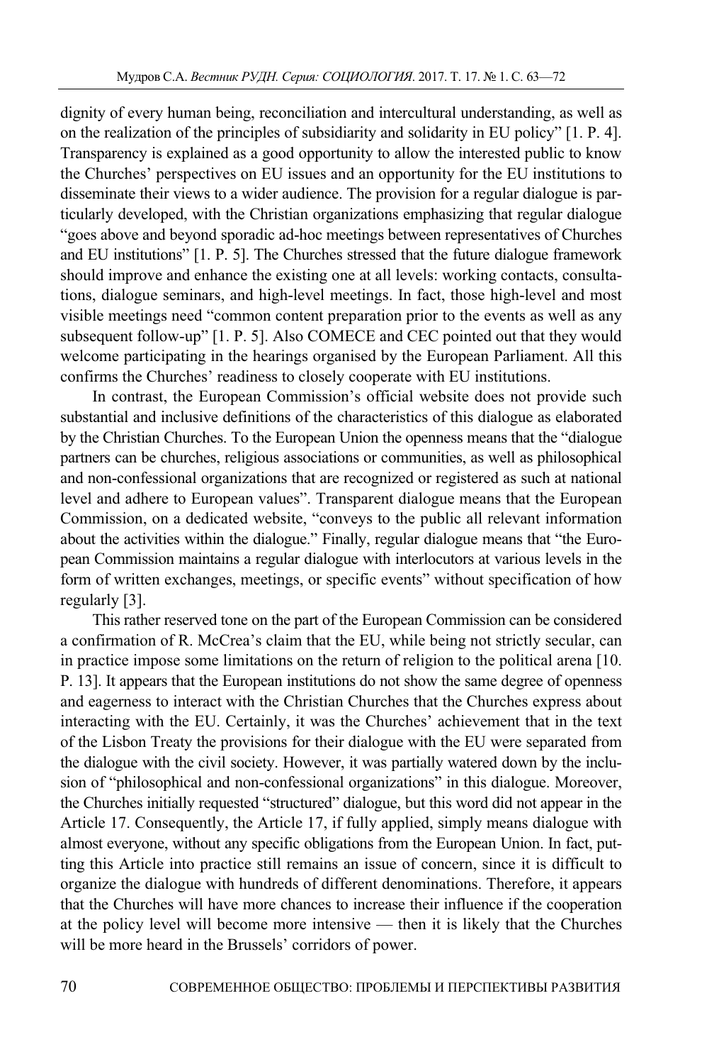dignity of every human being, reconciliation and intercultural understanding, as well as on the realization of the principles of subsidiarity and solidarity in EU policy" [1. P. 4]. Transparency is explained as a good opportunity to allow the interested public to know the Churches' perspectives on EU issues and an opportunity for the EU institutions to disseminate their views to a wider audience. The provision for a regular dialogue is particularly developed, with the Christian organizations emphasizing that regular dialogue "goes above and beyond sporadic ad-hoc meetings between representatives of Churches and EU institutions" [1. P. 5]. The Churches stressed that the future dialogue framework should improve and enhance the existing one at all levels: working contacts, consultations, dialogue seminars, and high-level meetings. In fact, those high-level and most visible meetings need "common content preparation prior to the events as well as any subsequent follow-up" [1. P. 5]. Also COMECE and CEC pointed out that they would welcome participating in the hearings organised by the European Parliament. All this confirms the Churches' readiness to closely cooperate with EU institutions.

In contrast, the European Commission's official website does not provide such substantial and inclusive definitions of the characteristics of this dialogue as elaborated by the Christian Churches. To the European Union the openness means that the "dialogue partners can be churches, religious associations or communities, as well as philosophical and non-confessional organizations that are recognized or registered as such at national level and adhere to European values". Transparent dialogue means that the European Commission, on a dedicated website, "conveys to the public all relevant information about the activities within the dialogue." Finally, regular dialogue means that "the European Commission maintains a regular dialogue with interlocutors at various levels in the form of written exchanges, meetings, or specific events" without specification of how regularly [3].

This rather reserved tone on the part of the European Commission can be considered a confirmation of R. McCrea's claim that the EU, while being not strictly secular, can in practice impose some limitations on the return of religion to the political arena [10. P. 13]. It appears that the European institutions do not show the same degree of openness and eagerness to interact with the Christian Churches that the Churches express about interacting with the EU. Certainly, it was the Churches' achievement that in the text of the Lisbon Treaty the provisions for their dialogue with the EU were separated from the dialogue with the civil society. However, it was partially watered down by the inclusion of "philosophical and non-confessional organizations" in this dialogue. Moreover, the Churches initially requested "structured" dialogue, but this word did not appear in the Article 17. Consequently, the Article 17, if fully applied, simply means dialogue with almost everyone, without any specific obligations from the European Union. In fact, putting this Article into practice still remains an issue of concern, since it is difficult to organize the dialogue with hundreds of different denominations. Therefore, it appears that the Churches will have more chances to increase their influence if the cooperation at the policy level will become more intensive — then it is likely that the Churches will be more heard in the Brussels' corridors of power.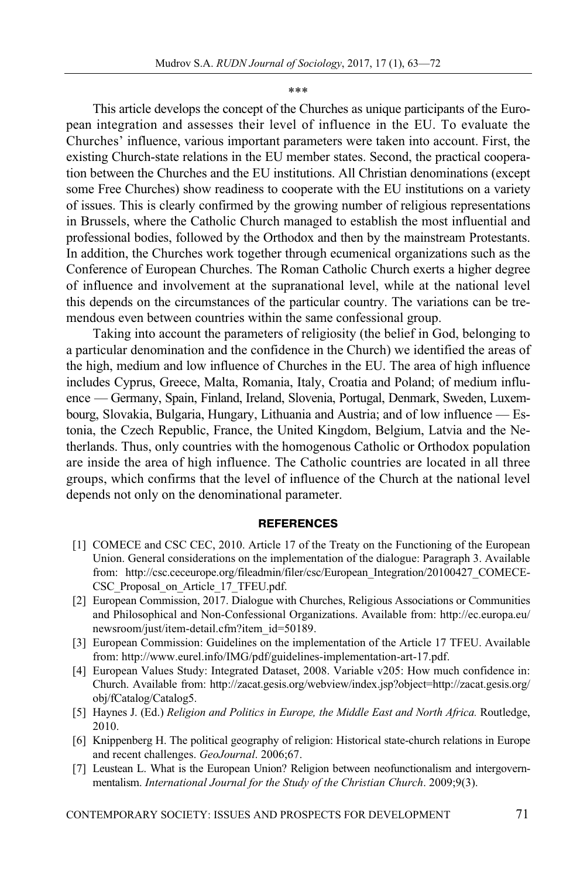\*\*\*

This article develops the concept of the Churches as unique participants of the European integration and assesses their level of influence in the EU. To evaluate the Churches' influence, various important parameters were taken into account. First, the existing Church-state relations in the EU member states. Second, the practical cooperation between the Churches and the EU institutions. All Christian denominations (except some Free Churches) show readiness to cooperate with the EU institutions on a variety of issues. This is clearly confirmed by the growing number of religious representations in Brussels, where the Catholic Church managed to establish the most influential and professional bodies, followed by the Orthodox and then by the mainstream Protestants. In addition, the Churches work together through ecumenical organizations such as the Conference of European Churches. The Roman Catholic Church exerts a higher degree of influence and involvement at the supranational level, while at the national level this depends on the circumstances of the particular country. The variations can be tremendous even between countries within the same confessional group.

Taking into account the parameters of religiosity (the belief in God, belonging to a particular denomination and the confidence in the Church) we identified the areas of the high, medium and low influence of Churches in the EU. The area of high influence includes Cyprus, Greece, Malta, Romania, Italy, Croatia and Poland; of medium influence — Germany, Spain, Finland, Ireland, Slovenia, Portugal, Denmark, Sweden, Luxembourg, Slovakia, Bulgaria, Hungary, Lithuania and Austria; and of low influence — Estonia, the Czech Republic, France, the United Kingdom, Belgium, Latvia and the Netherlands. Thus, only countries with the homogenous Catholic or Orthodox population are inside the area of high influence. The Catholic countries are located in all three groups, which confirms that the level of influence of the Church at the national level depends not only on the denominational parameter.

## REFERENCES

[1] COMECE and CSC CEC, 2010. Article 17 of the Treaty on the Functioning of the European Union. General considerations on the implementation of the dialogue: Paragraph 3. Available from: http://csc.ceceurope.org/fileadmin/filer/csc/European_Integration/20100427_COMECE-CSC_Proposal_on_Article_17_TFEU.pdf.

[2] European Commission, 2017. Dialogue with Churches, Religious Associations or Communities and Philosophical and Non-Confessional Organizations. Available from: http://ec.europa.eu/newsroom/just/item-detail.cfm?item_id=50189.

[3] European Commission: Guidelines on the implementation of the Article 17 TFEU. Available from: http://www.eurel.info/IMG/pdf/guidelines-implementation-art-17.pdf.

[4] European Values Study: Integrated Dataset, 2008. Variable v205: How much confidence in: Church. Available from: http://zacat.gesis.org/webview/index.jsp?object=http://zacat.gesis.org/obj/fCatalog/Catalog5.

[5] Haynes J. (Ed.) *Religion and Politics in Europe, the Middle East and North Africa.* Routledge, 2010.

[6] Knippenberg H. The political geography of religion: Historical state-church relations in Europe and recent challenges. *GeoJournal*. 2006;67.

[7] Leustean L. What is the European Union? Religion between neofunctionalism and intergovernmentalism. *International Journal for the Study of the Christian Church*. 2009;9(3).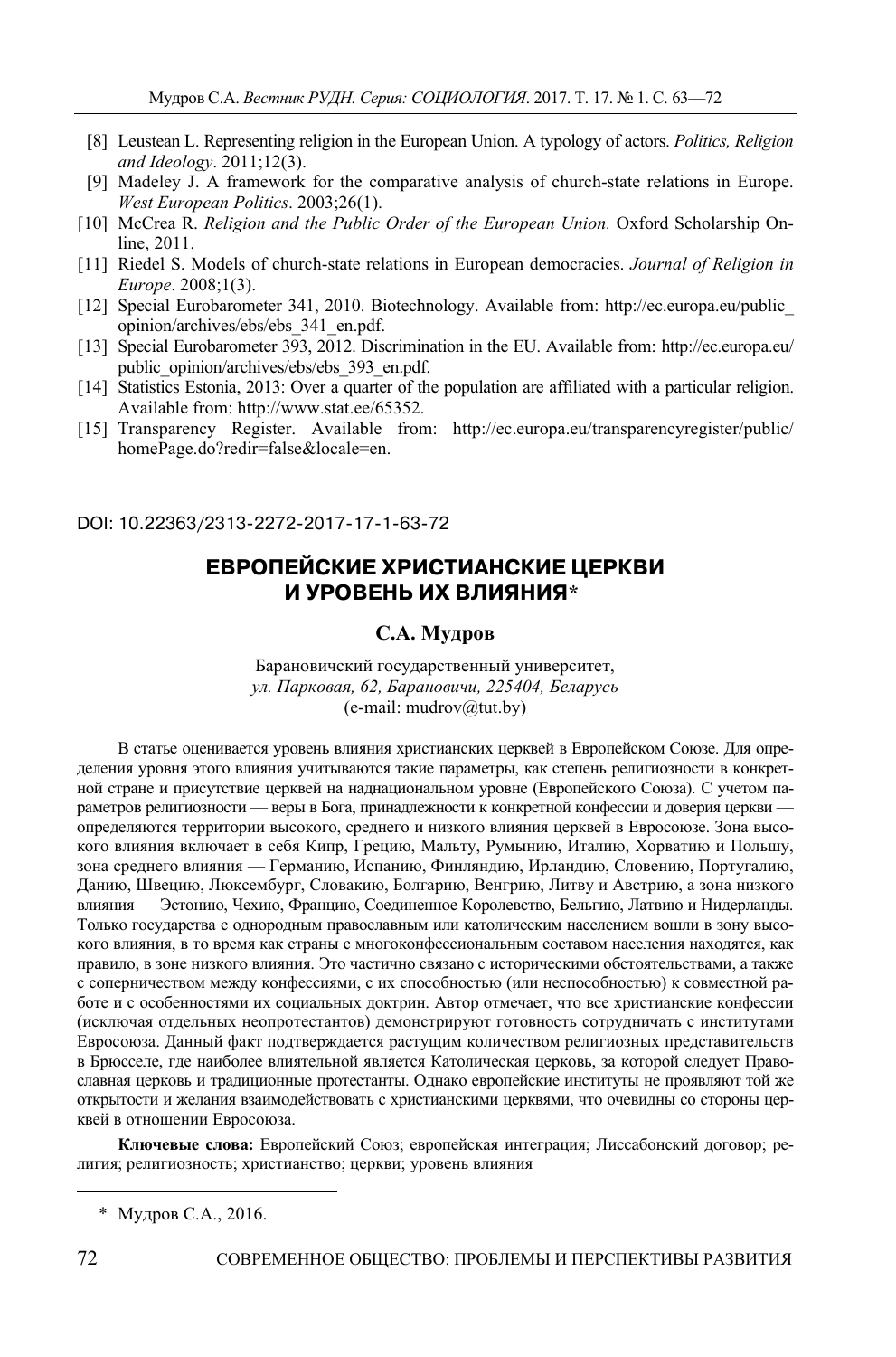[8] Leustean L. Representing religion in the European Union. A typology of actors. *Politics, Religion and Ideology*. 2011;12(3).

[9] Madeley J. A framework for the comparative analysis of church-state relations in Europe. *West European Politics*. 2003;26(1).

[10] McCrea R. *Religion and the Public Order of the European Union.* Oxford Scholarship Online, 2011.

[11] Riedel S. Models of church-state relations in European democracies. *Journal of Religion in Europe*. 2008;1(3).

[12] Special Eurobarometer 341, 2010. Biotechnology. Available from: http://ec.europa.eu/public_opinion/archives/ebs/ebs_341_en.pdf.

[13] Special Eurobarometer 393, 2012. Discrimination in the EU. Available from: http://ec.europa.eu/public_opinion/archives/ebs/ebs_393_en.pdf.

[14] Statistics Estonia, 2013: Over a quarter of the population are affiliated with a particular religion. Available from: http://www.stat.ee/65352.

[15] Transparency Register. Available from: http://ec.europa.eu/transparencyregister/public/homePage.do?redir=false&locale=en.

DOI: 10.22363/2313-2272-2017-17-1-63-72

# ЕВРОПЕЙСКИЕ ХРИСТИАНСКИЕ ЦЕРКВИ И УРОВЕНЬ ИХ ВЛИЯНИЯ*

**С.А. Мудров**

Барановичский государственный университет,
*ул. Парковая, 62, Барановичи, 225404, Беларусь*
(e-mail: mudrov@tut.by)

В статье оценивается уровень влияния христианских церквей в Европейском Союзе. Для определения уровня этого влияния учитываются такие параметры, как степень религиозности в конкретной стране и присутствие церквей на наднациональном уровне (Европейского Союза). С учетом параметров религиозности — веры в Бога, принадлежности к конкретной конфессии и доверия церкви — определяются территории высокого, среднего и низкого влияния церквей в Евросоюзе. Зона высокого влияния включает в себя Кипр, Грецию, Мальту, Румынию, Италию, Хорватию и Польшу, зона среднего влияния — Германию, Испанию, Финляндию, Ирландию, Словению, Португалию, Данию, Швецию, Люксембург, Словакию, Болгарию, Венгрию, Литву и Австрию, а зона низкого влияния — Эстонию, Чехию, Францию, Соединенное Королевство, Бельгию, Латвию и Нидерланды. Только государства с однородным православным или католическим населением вошли в зону высокого влияния, в то время как страны с многоконфессиональным составом населения находятся, как правило, в зоне низкого влияния. Это частично связано с историческими обстоятельствами, а также с соперничеством между конфессиями, с их способностью (или неспособностью) к совместной работе и с особенностями их социальных доктрин. Автор отмечает, что все христианские конфессии (исключая отдельных неопротестантов) демонстрируют готовность сотрудничать с институтами Евросоюза. Данный факт подтверждается растущим количеством религиозных представительств в Брюсселе, где наиболее влиятельной является Католическая церковь, за которой следует Православная церковь и традиционные протестанты. Однако европейские институты не проявляют той же открытости и желания взаимодействовать с христианскими церквями, что очевидны со стороны церквей в отношении Евросоюза.

**Ключевые слова:** Европейский Союз; европейская интеграция; Лиссабонский договор; религия; религиозность; христианство; церкви; уровень влияния

\* Мудров С.А., 2016.